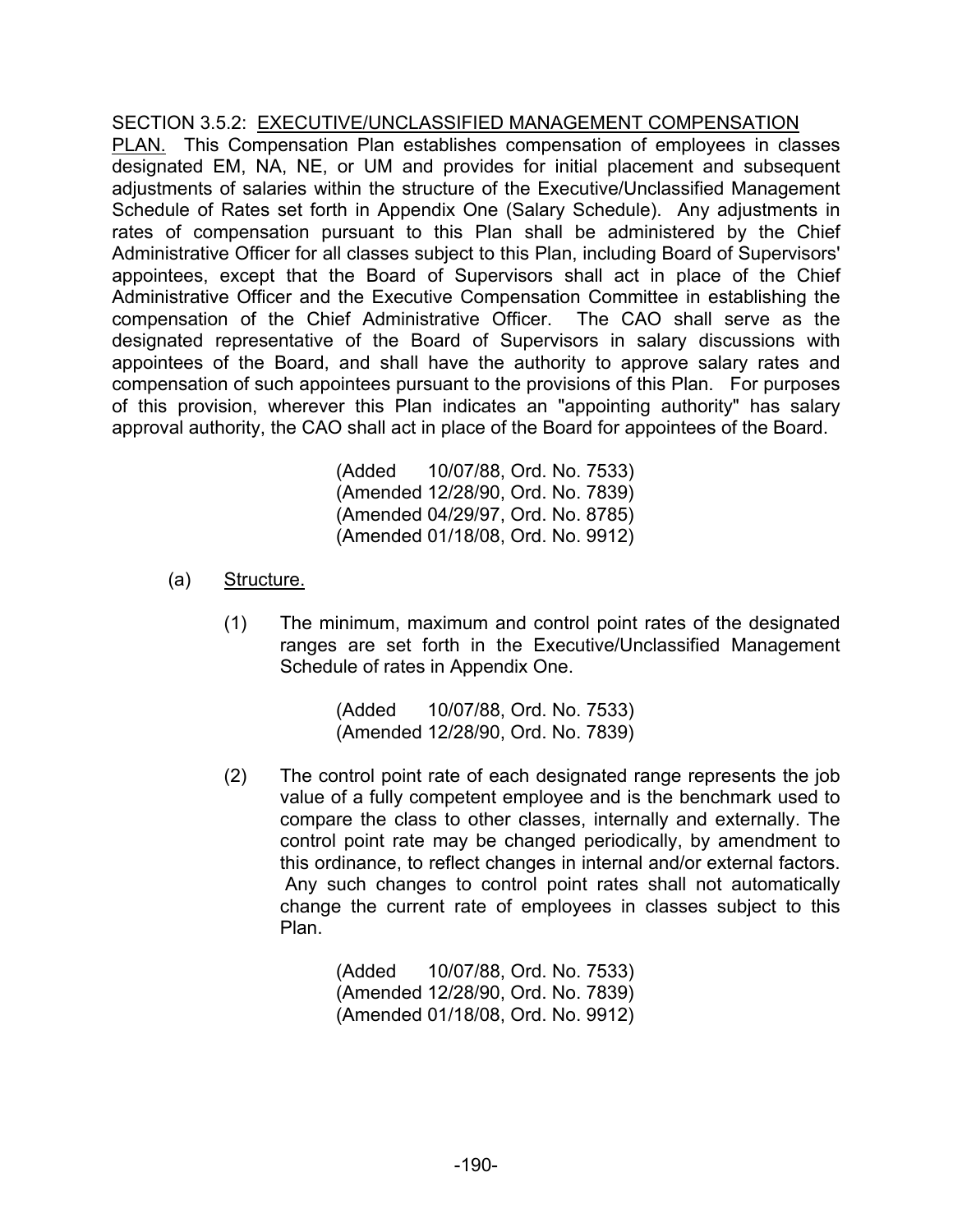SECTION 3.5.2: <u>EXECUTIVE/UNCLASSIFIED MANAGEMENT COMPENSATION PLAN.</u> This Compensation Plan establishes compensation of employees in classes designated EM, NA, NE, or UM and provides for initial placement and subsequent adjustments of salaries within the structure of the Executive/Unclassified Management Schedule of Rates set forth in Appendix One (Salary Schedule). Any adjustments in rates of compensation pursuant to this Plan shall be administered by the Chief Administrative Officer for all classes subject to this Plan, including Board of Supervisors' appointees, except that the Board of Supervisors shall act in place of the Chief Administrative Officer and the Executive Compensation Committee in establishing the compensation of the Chief Administrative Officer. The CAO shall serve as the designated representative of the Board of Supervisors in salary discussions with appointees of the Board, and shall have the authority to approve salary rates and compensation of such appointees pursuant to the provisions of this Plan. For purposes of this provision, wherever this Plan indicates an "appointing authority" has salary approval authority, the CAO shall act in place of the Board for appointees of the Board.

(Added 10/07/88, Ord. No. 7533)
(Amended 12/28/90, Ord. No. 7839)
(Amended 04/29/97, Ord. No. 8785)
(Amended 01/18/08, Ord. No. 9912)

(a) <u>Structure.</u>

(1) The minimum, maximum and control point rates of the designated ranges are set forth in the Executive/Unclassified Management Schedule of rates in Appendix One.

(Added 10/07/88, Ord. No. 7533)
(Amended 12/28/90, Ord. No. 7839)

(2) The control point rate of each designated range represents the job value of a fully competent employee and is the benchmark used to compare the class to other classes, internally and externally. The control point rate may be changed periodically, by amendment to this ordinance, to reflect changes in internal and/or external factors. Any such changes to control point rates shall not automatically change the current rate of employees in classes subject to this Plan.

(Added 10/07/88, Ord. No. 7533)
(Amended 12/28/90, Ord. No. 7839)
(Amended 01/18/08, Ord. No. 9912)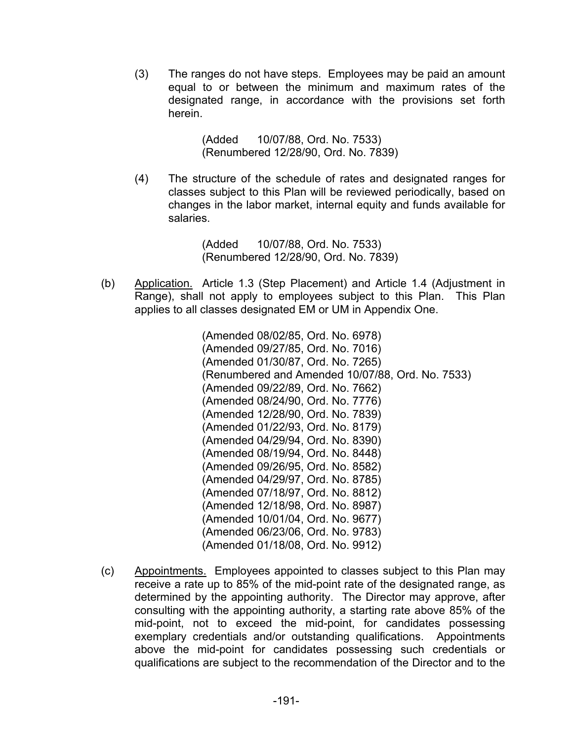(3) The ranges do not have steps. Employees may be paid an amount equal to or between the minimum and maximum rates of the designated range, in accordance with the provisions set forth herein.

(Added 10/07/88, Ord. No. 7533)
(Renumbered 12/28/90, Ord. No. 7839)

(4) The structure of the schedule of rates and designated ranges for classes subject to this Plan will be reviewed periodically, based on changes in the labor market, internal equity and funds available for salaries.

(Added 10/07/88, Ord. No. 7533)
(Renumbered 12/28/90, Ord. No. 7839)

(b) Application. Article 1.3 (Step Placement) and Article 1.4 (Adjustment in Range), shall not apply to employees subject to this Plan. This Plan applies to all classes designated EM or UM in Appendix One.

(Amended 08/02/85, Ord. No. 6978)
(Amended 09/27/85, Ord. No. 7016)
(Amended 01/30/87, Ord. No. 7265)
(Renumbered and Amended 10/07/88, Ord. No. 7533)
(Amended 09/22/89, Ord. No. 7662)
(Amended 08/24/90, Ord. No. 7776)
(Amended 12/28/90, Ord. No. 7839)
(Amended 01/22/93, Ord. No. 8179)
(Amended 04/29/94, Ord. No. 8390)
(Amended 08/19/94, Ord. No. 8448)
(Amended 09/26/95, Ord. No. 8582)
(Amended 04/29/97, Ord. No. 8785)
(Amended 07/18/97, Ord. No. 8812)
(Amended 12/18/98, Ord. No. 8987)
(Amended 10/01/04, Ord. No. 9677)
(Amended 06/23/06, Ord. No. 9783)
(Amended 01/18/08, Ord. No. 9912)

(c) Appointments. Employees appointed to classes subject to this Plan may receive a rate up to 85% of the mid-point rate of the designated range, as determined by the appointing authority. The Director may approve, after consulting with the appointing authority, a starting rate above 85% of the mid-point, not to exceed the mid-point, for candidates possessing exemplary credentials and/or outstanding qualifications. Appointments above the mid-point for candidates possessing such credentials or qualifications are subject to the recommendation of the Director and to the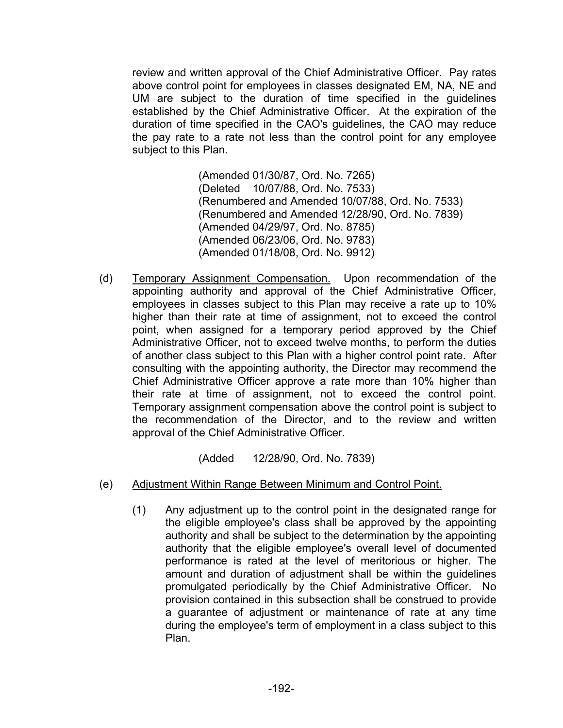review and written approval of the Chief Administrative Officer. Pay rates above control point for employees in classes designated EM, NA, NE and UM are subject to the duration of time specified in the guidelines established by the Chief Administrative Officer. At the expiration of the duration of time specified in the CAO's guidelines, the CAO may reduce the pay rate to a rate not less than the control point for any employee subject to this Plan.

(Amended 01/30/87, Ord. No. 7265)
(Deleted 10/07/88, Ord. No. 7533)
(Renumbered and Amended 10/07/88, Ord. No. 7533)
(Renumbered and Amended 12/28/90, Ord. No. 7839)
(Amended 04/29/97, Ord. No. 8785)
(Amended 06/23/06, Ord. No. 9783)
(Amended 01/18/08, Ord. No. 9912)

(d) Temporary Assignment Compensation. Upon recommendation of the appointing authority and approval of the Chief Administrative Officer, employees in classes subject to this Plan may receive a rate up to 10% higher than their rate at time of assignment, not to exceed the control point, when assigned for a temporary period approved by the Chief Administrative Officer, not to exceed twelve months, to perform the duties of another class subject to this Plan with a higher control point rate. After consulting with the appointing authority, the Director may recommend the Chief Administrative Officer approve a rate more than 10% higher than their rate at time of assignment, not to exceed the control point. Temporary assignment compensation above the control point is subject to the recommendation of the Director, and to the review and written approval of the Chief Administrative Officer.

(Added 12/28/90, Ord. No. 7839)

(e) Adjustment Within Range Between Minimum and Control Point.

(1) Any adjustment up to the control point in the designated range for the eligible employee's class shall be approved by the appointing authority and shall be subject to the determination by the appointing authority that the eligible employee's overall level of documented performance is rated at the level of meritorious or higher. The amount and duration of adjustment shall be within the guidelines promulgated periodically by the Chief Administrative Officer. No provision contained in this subsection shall be construed to provide a guarantee of adjustment or maintenance of rate at any time during the employee's term of employment in a class subject to this Plan.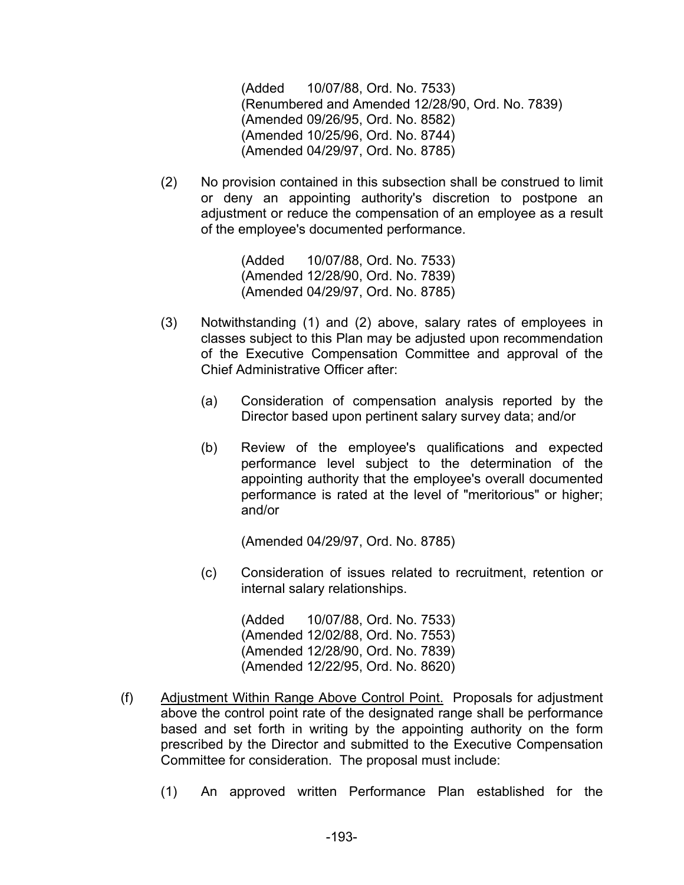(Added 10/07/88, Ord. No. 7533)
(Renumbered and Amended 12/28/90, Ord. No. 7839)
(Amended 09/26/95, Ord. No. 8582)
(Amended 10/25/96, Ord. No. 8744)
(Amended 04/29/97, Ord. No. 8785)

(2) No provision contained in this subsection shall be construed to limit or deny an appointing authority's discretion to postpone an adjustment or reduce the compensation of an employee as a result of the employee's documented performance.

(Added 10/07/88, Ord. No. 7533)
(Amended 12/28/90, Ord. No. 7839)
(Amended 04/29/97, Ord. No. 8785)

(3) Notwithstanding (1) and (2) above, salary rates of employees in classes subject to this Plan may be adjusted upon recommendation of the Executive Compensation Committee and approval of the Chief Administrative Officer after:

(a) Consideration of compensation analysis reported by the Director based upon pertinent salary survey data; and/or

(b) Review of the employee's qualifications and expected performance level subject to the determination of the appointing authority that the employee's overall documented performance is rated at the level of "meritorious" or higher; and/or

(Amended 04/29/97, Ord. No. 8785)

(c) Consideration of issues related to recruitment, retention or internal salary relationships.

(Added 10/07/88, Ord. No. 7533)
(Amended 12/02/88, Ord. No. 7553)
(Amended 12/28/90, Ord. No. 7839)
(Amended 12/22/95, Ord. No. 8620)

(f) Adjustment Within Range Above Control Point. Proposals for adjustment above the control point rate of the designated range shall be performance based and set forth in writing by the appointing authority on the form prescribed by the Director and submitted to the Executive Compensation Committee for consideration. The proposal must include:

(1) An approved written Performance Plan established for the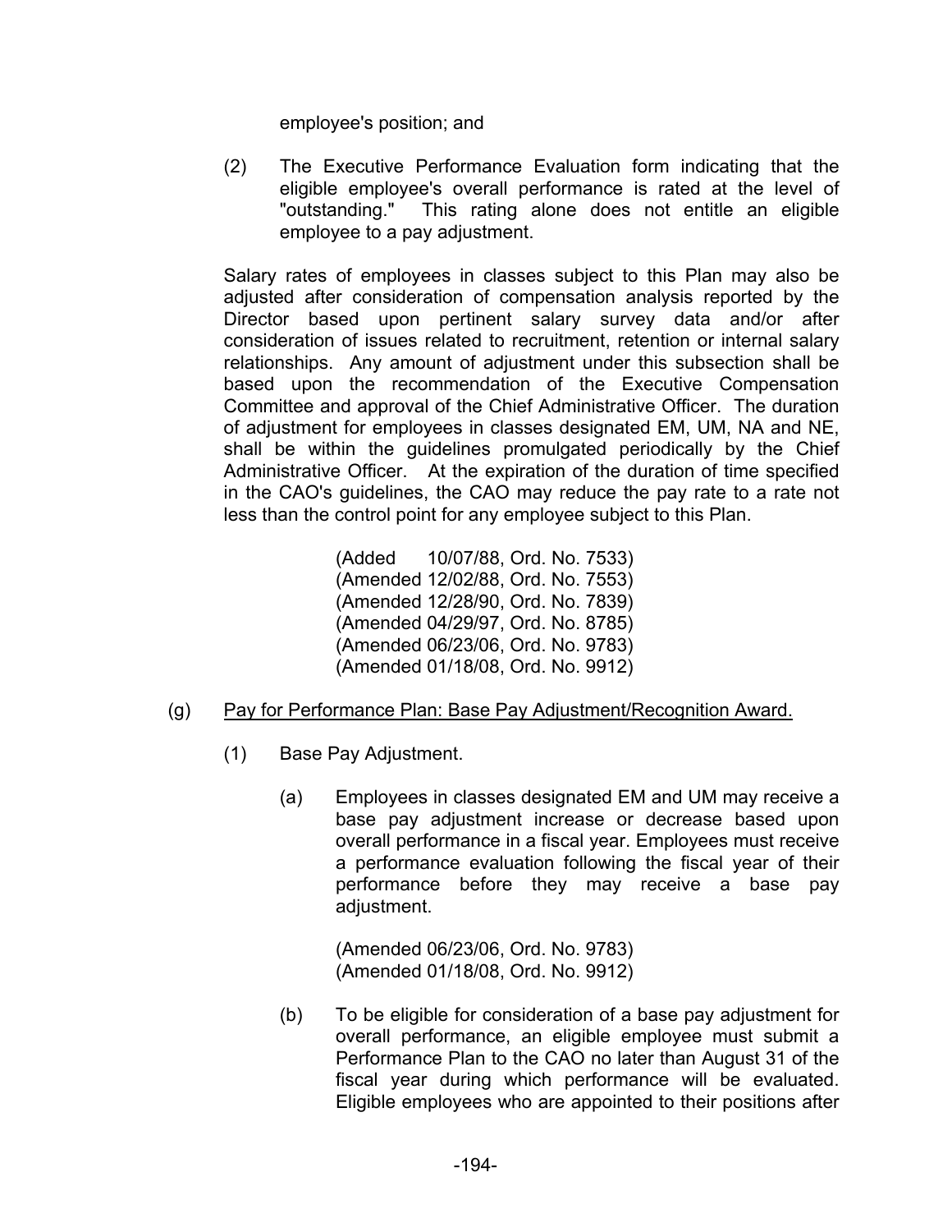employee's position; and

(2) The Executive Performance Evaluation form indicating that the eligible employee's overall performance is rated at the level of "outstanding." This rating alone does not entitle an eligible employee to a pay adjustment.

Salary rates of employees in classes subject to this Plan may also be adjusted after consideration of compensation analysis reported by the Director based upon pertinent salary survey data and/or after consideration of issues related to recruitment, retention or internal salary relationships. Any amount of adjustment under this subsection shall be based upon the recommendation of the Executive Compensation Committee and approval of the Chief Administrative Officer. The duration of adjustment for employees in classes designated EM, UM, NA and NE, shall be within the guidelines promulgated periodically by the Chief Administrative Officer. At the expiration of the duration of time specified in the CAO's guidelines, the CAO may reduce the pay rate to a rate not less than the control point for any employee subject to this Plan.

(Added 10/07/88, Ord. No. 7533)
(Amended 12/02/88, Ord. No. 7553)
(Amended 12/28/90, Ord. No. 7839)
(Amended 04/29/97, Ord. No. 8785)
(Amended 06/23/06, Ord. No. 9783)
(Amended 01/18/08, Ord. No. 9912)

(g) Pay for Performance Plan: Base Pay Adjustment/Recognition Award.

(1) Base Pay Adjustment.

(a) Employees in classes designated EM and UM may receive a base pay adjustment increase or decrease based upon overall performance in a fiscal year. Employees must receive a performance evaluation following the fiscal year of their performance before they may receive a base pay adjustment.

(Amended 06/23/06, Ord. No. 9783)
(Amended 01/18/08, Ord. No. 9912)

(b) To be eligible for consideration of a base pay adjustment for overall performance, an eligible employee must submit a Performance Plan to the CAO no later than August 31 of the fiscal year during which performance will be evaluated. Eligible employees who are appointed to their positions after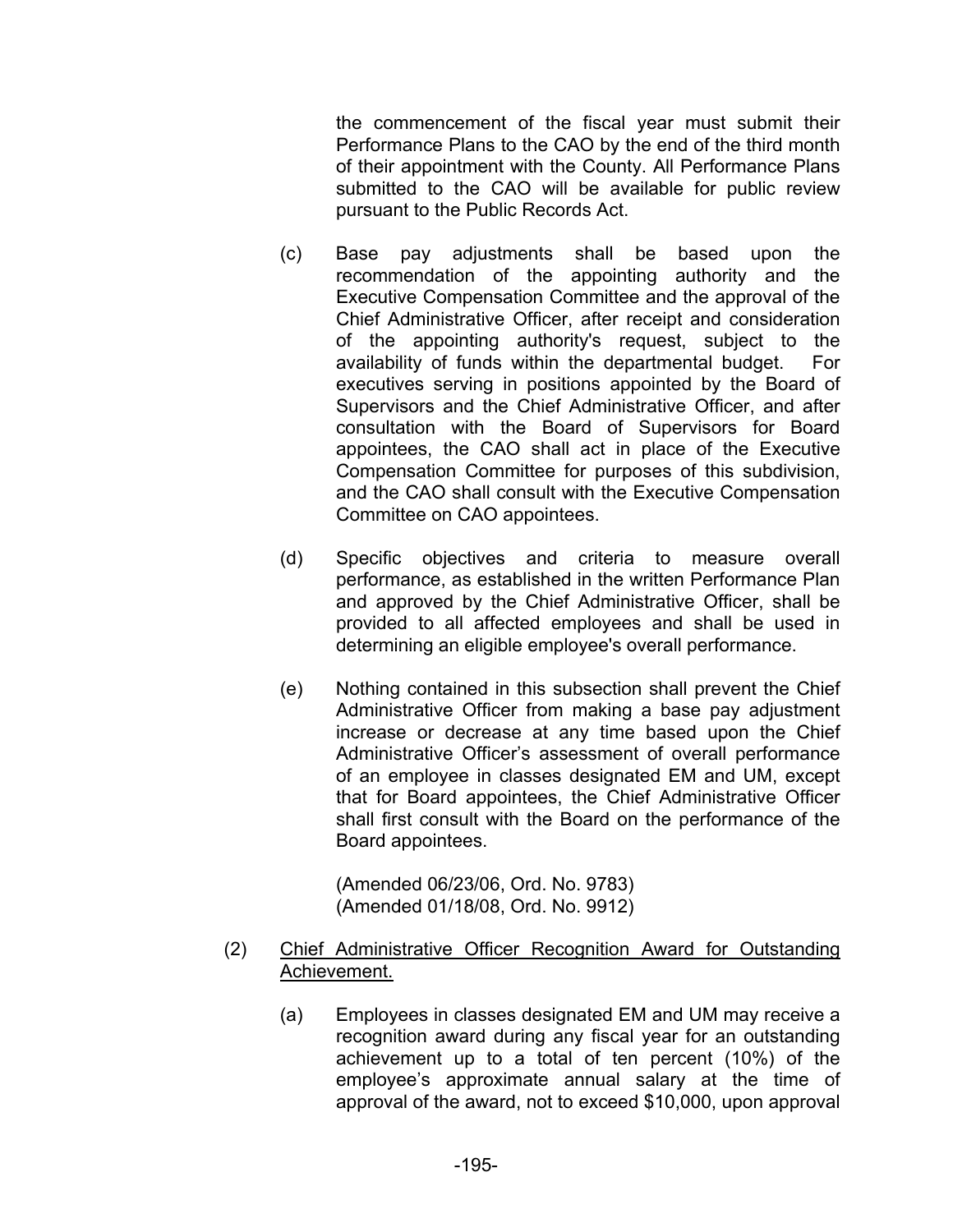the commencement of the fiscal year must submit their Performance Plans to the CAO by the end of the third month of their appointment with the County. All Performance Plans submitted to the CAO will be available for public review pursuant to the Public Records Act.

(c) Base pay adjustments shall be based upon the recommendation of the appointing authority and the Executive Compensation Committee and the approval of the Chief Administrative Officer, after receipt and consideration of the appointing authority's request, subject to the availability of funds within the departmental budget. For executives serving in positions appointed by the Board of Supervisors and the Chief Administrative Officer, and after consultation with the Board of Supervisors for Board appointees, the CAO shall act in place of the Executive Compensation Committee for purposes of this subdivision, and the CAO shall consult with the Executive Compensation Committee on CAO appointees.

(d) Specific objectives and criteria to measure overall performance, as established in the written Performance Plan and approved by the Chief Administrative Officer, shall be provided to all affected employees and shall be used in determining an eligible employee's overall performance.

(e) Nothing contained in this subsection shall prevent the Chief Administrative Officer from making a base pay adjustment increase or decrease at any time based upon the Chief Administrative Officer's assessment of overall performance of an employee in classes designated EM and UM, except that for Board appointees, the Chief Administrative Officer shall first consult with the Board on the performance of the Board appointees.

(Amended 06/23/06, Ord. No. 9783)
(Amended 01/18/08, Ord. No. 9912)

(2) Chief Administrative Officer Recognition Award for Outstanding Achievement.

(a) Employees in classes designated EM and UM may receive a recognition award during any fiscal year for an outstanding achievement up to a total of ten percent (10%) of the employee's approximate annual salary at the time of approval of the award, not to exceed $10,000, upon approval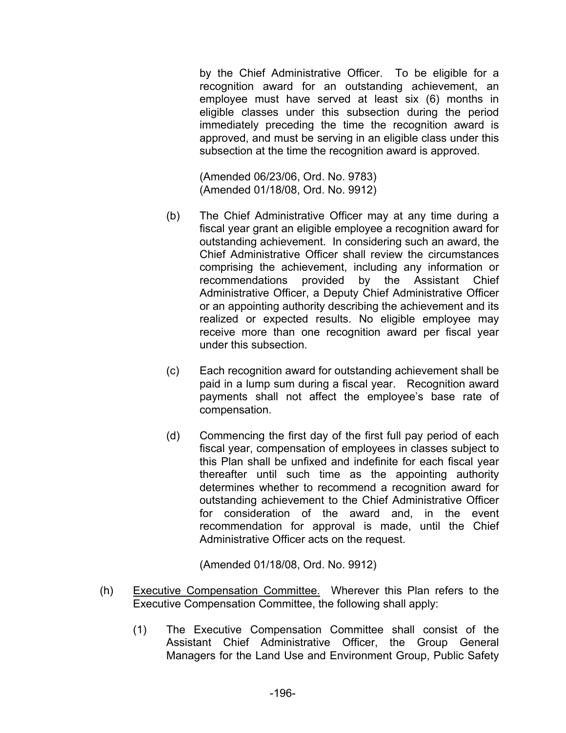by the Chief Administrative Officer. To be eligible for a recognition award for an outstanding achievement, an employee must have served at least six (6) months in eligible classes under this subsection during the period immediately preceding the time the recognition award is approved, and must be serving in an eligible class under this subsection at the time the recognition award is approved.

(Amended 06/23/06, Ord. No. 9783)
(Amended 01/18/08, Ord. No. 9912)

(b) The Chief Administrative Officer may at any time during a fiscal year grant an eligible employee a recognition award for outstanding achievement. In considering such an award, the Chief Administrative Officer shall review the circumstances comprising the achievement, including any information or recommendations provided by the Assistant Chief Administrative Officer, a Deputy Chief Administrative Officer or an appointing authority describing the achievement and its realized or expected results. No eligible employee may receive more than one recognition award per fiscal year under this subsection.

(c) Each recognition award for outstanding achievement shall be paid in a lump sum during a fiscal year. Recognition award payments shall not affect the employee's base rate of compensation.

(d) Commencing the first day of the first full pay period of each fiscal year, compensation of employees in classes subject to this Plan shall be unfixed and indefinite for each fiscal year thereafter until such time as the appointing authority determines whether to recommend a recognition award for outstanding achievement to the Chief Administrative Officer for consideration of the award and, in the event recommendation for approval is made, until the Chief Administrative Officer acts on the request.

(Amended 01/18/08, Ord. No. 9912)

(h) <u>Executive Compensation Committee.</u> Wherever this Plan refers to the Executive Compensation Committee, the following shall apply:

(1) The Executive Compensation Committee shall consist of the Assistant Chief Administrative Officer, the Group General Managers for the Land Use and Environment Group, Public Safety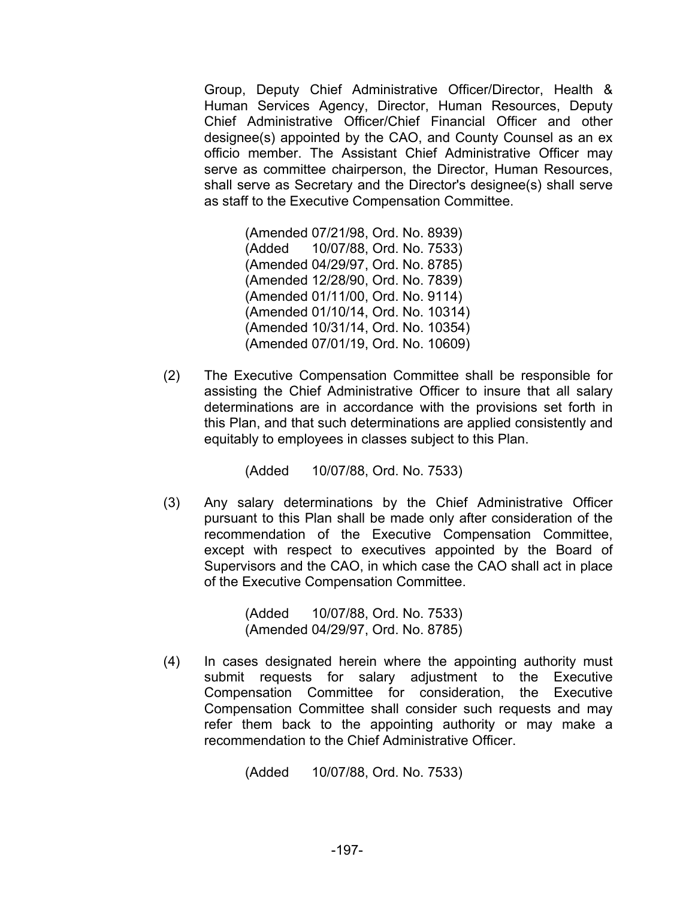Group, Deputy Chief Administrative Officer/Director, Health & Human Services Agency, Director, Human Resources, Deputy Chief Administrative Officer/Chief Financial Officer and other designee(s) appointed by the CAO, and County Counsel as an ex officio member. The Assistant Chief Administrative Officer may serve as committee chairperson, the Director, Human Resources, shall serve as Secretary and the Director's designee(s) shall serve as staff to the Executive Compensation Committee.

(Amended 07/21/98, Ord. No. 8939)
(Added 10/07/88, Ord. No. 7533)
(Amended 04/29/97, Ord. No. 8785)
(Amended 12/28/90, Ord. No. 7839)
(Amended 01/11/00, Ord. No. 9114)
(Amended 01/10/14, Ord. No. 10314)
(Amended 10/31/14, Ord. No. 10354)
(Amended 07/01/19, Ord. No. 10609)

(2) The Executive Compensation Committee shall be responsible for assisting the Chief Administrative Officer to insure that all salary determinations are in accordance with the provisions set forth in this Plan, and that such determinations are applied consistently and equitably to employees in classes subject to this Plan.

(Added 10/07/88, Ord. No. 7533)

(3) Any salary determinations by the Chief Administrative Officer pursuant to this Plan shall be made only after consideration of the recommendation of the Executive Compensation Committee, except with respect to executives appointed by the Board of Supervisors and the CAO, in which case the CAO shall act in place of the Executive Compensation Committee.

(Added 10/07/88, Ord. No. 7533)
(Amended 04/29/97, Ord. No. 8785)

(4) In cases designated herein where the appointing authority must submit requests for salary adjustment to the Executive Compensation Committee for consideration, the Executive Compensation Committee shall consider such requests and may refer them back to the appointing authority or may make a recommendation to the Chief Administrative Officer.

(Added 10/07/88, Ord. No. 7533)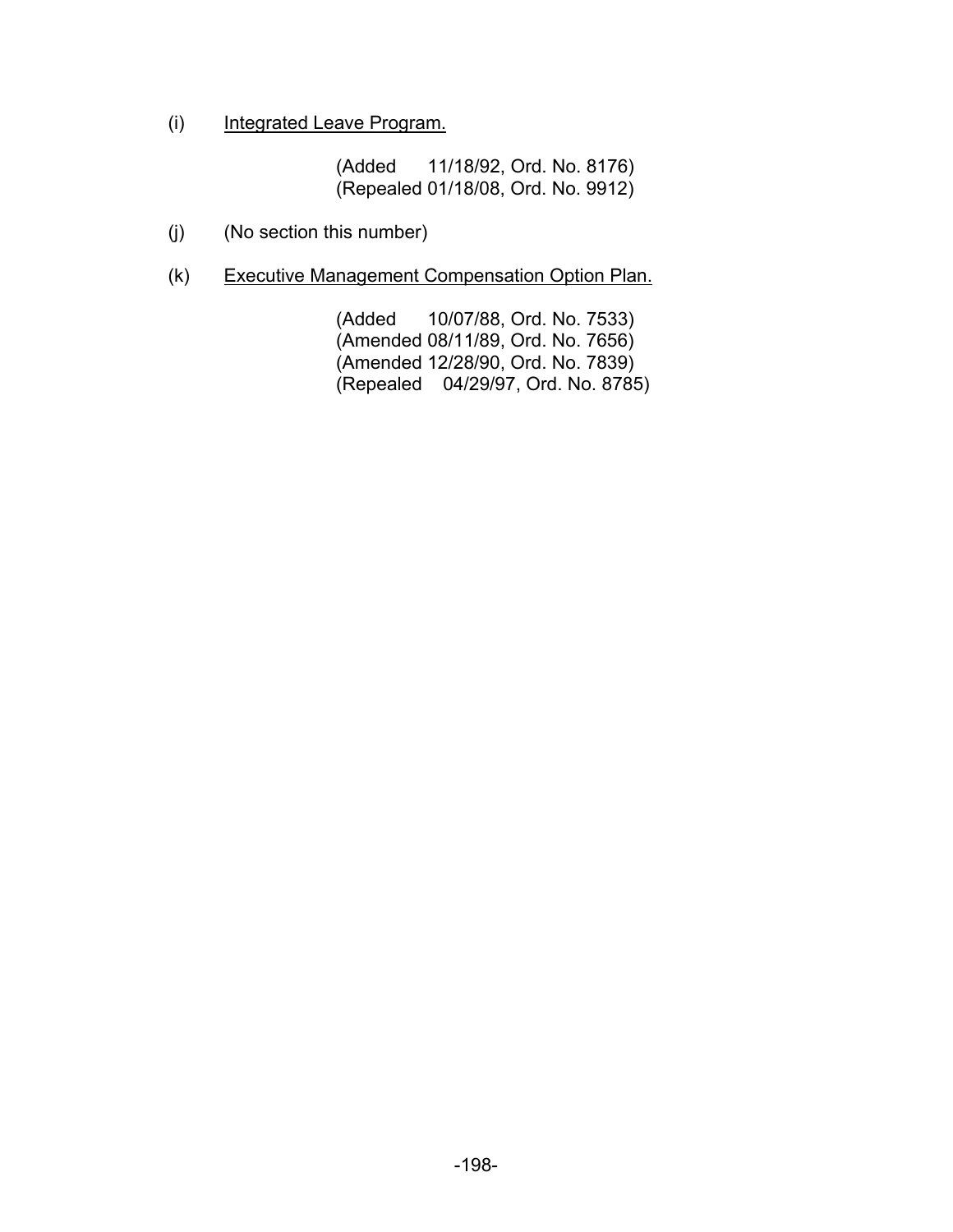(i) Integrated Leave Program.

(Added 11/18/92, Ord. No. 8176)
(Repealed 01/18/08, Ord. No. 9912)

(j) (No section this number)

(k) Executive Management Compensation Option Plan.

(Added 10/07/88, Ord. No. 7533)
(Amended 08/11/89, Ord. No. 7656)
(Amended 12/28/90, Ord. No. 7839)
(Repealed 04/29/97, Ord. No. 8785)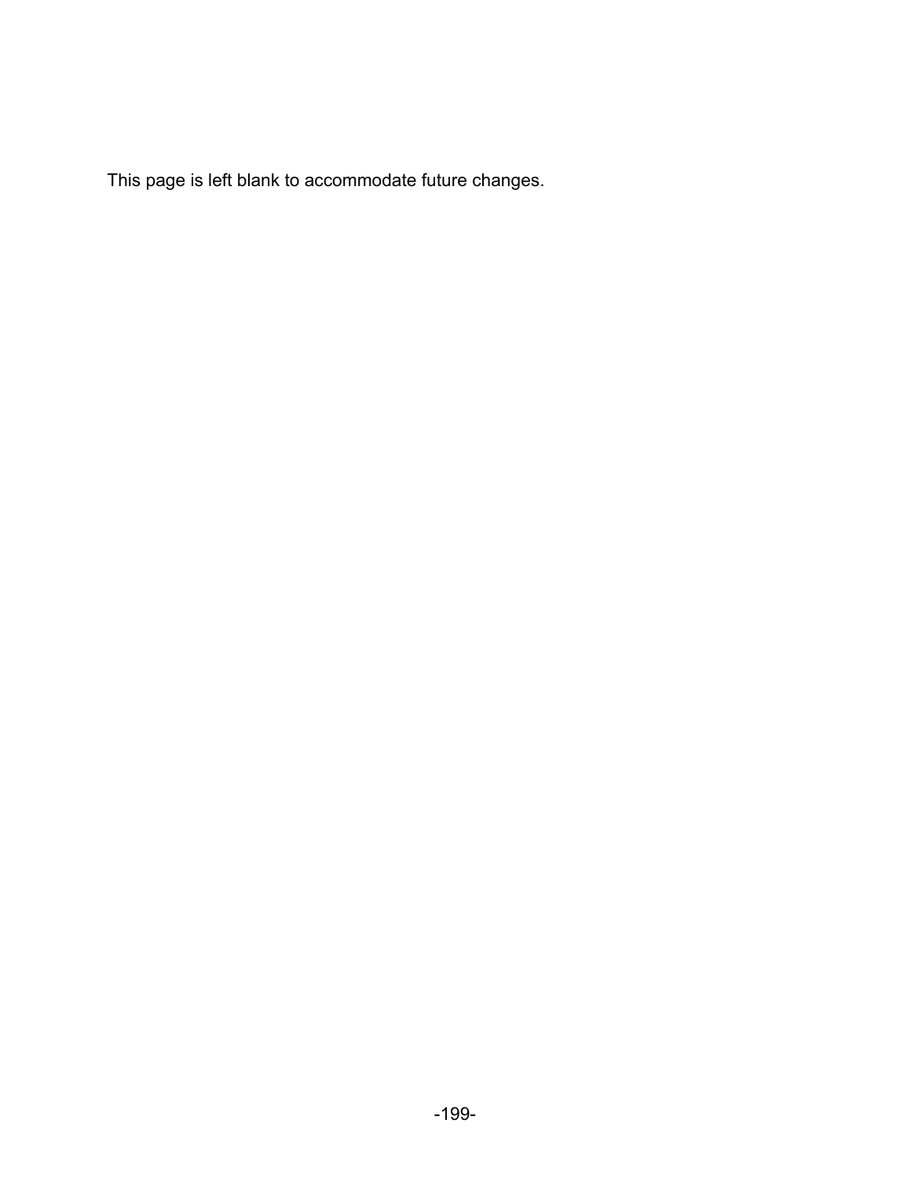This page is left blank to accommodate future changes.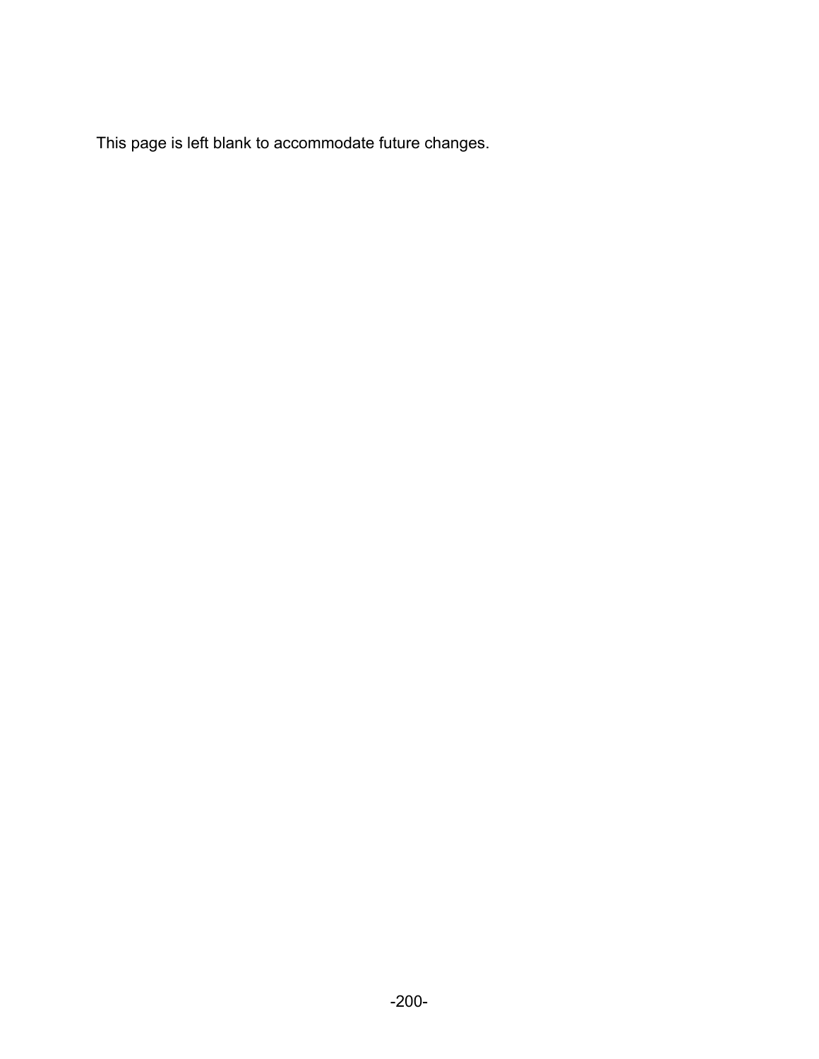This page is left blank to accommodate future changes.